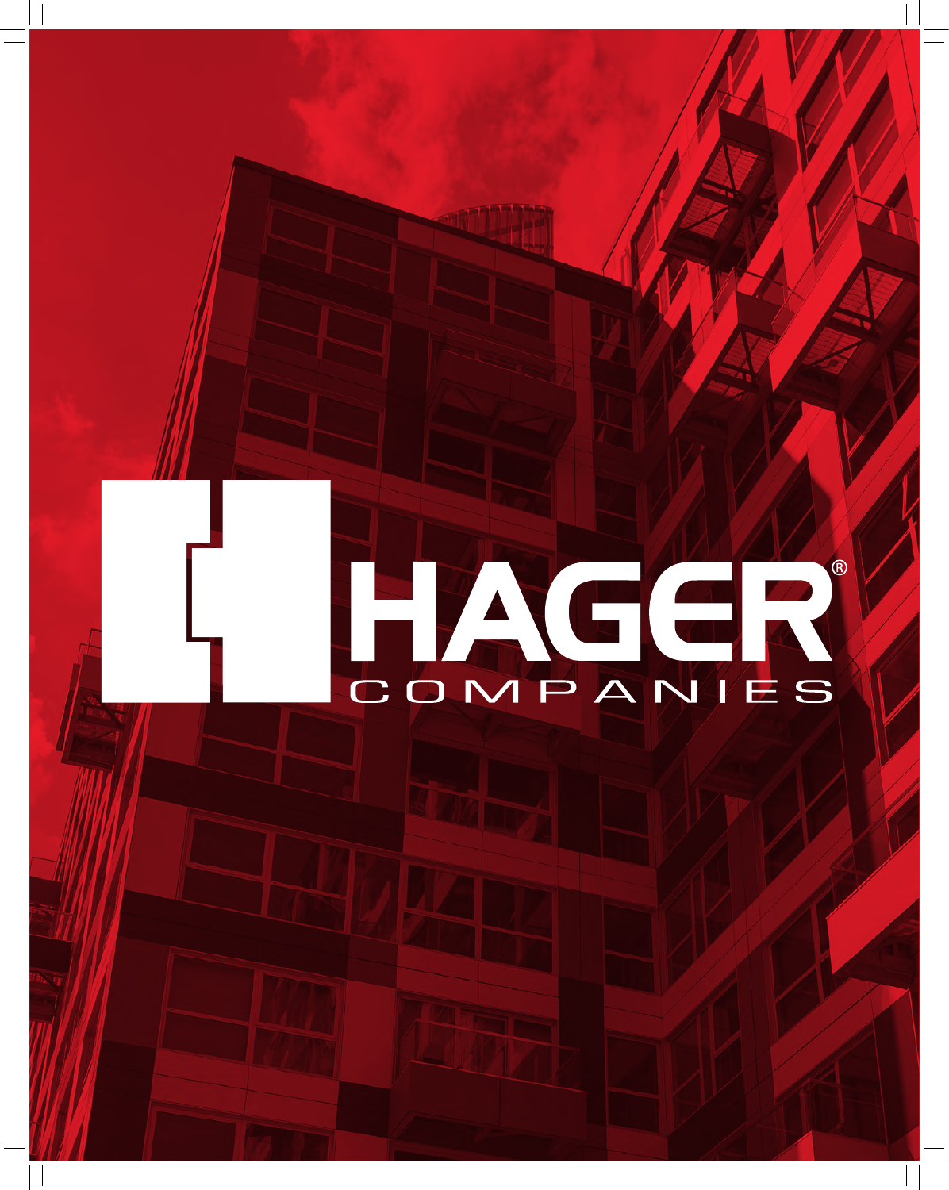# HAGER®

COMPANIES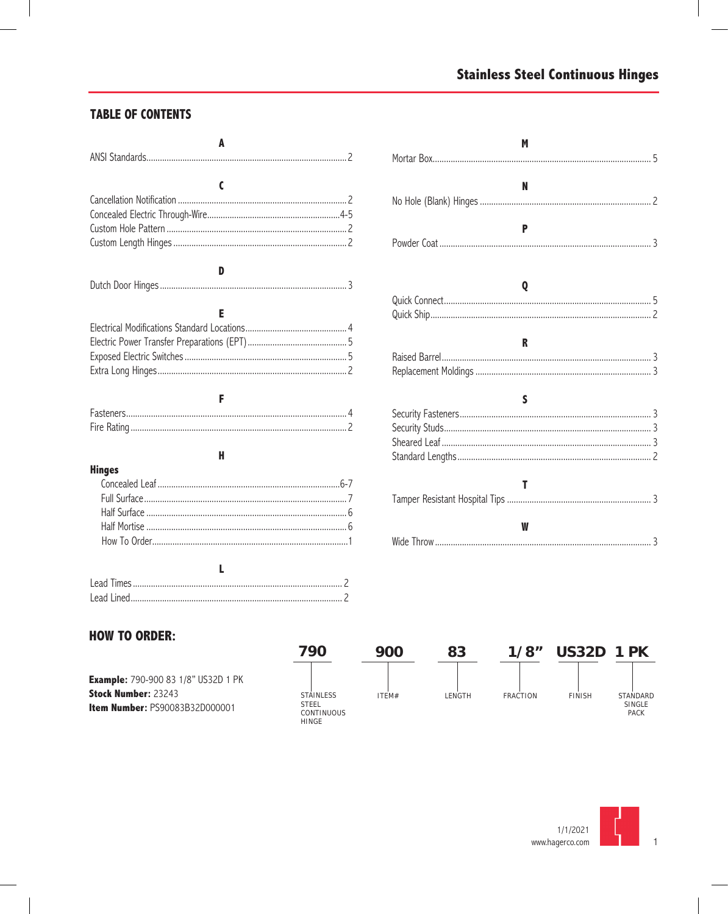## Stainless Steel Continuous Hinges

## TABLE OF CONTENTS

**A**

ANSI Standards........................................................................................ 2

**C**

Cancellation Notification ........................................................................... 2
Concealed Electric Through-Wire........................................................... 4-5
Custom Hole Pattern ................................................................................ 2
Custom Length Hinges ............................................................................. 2

**D**

Dutch Door Hinges .................................................................................. 3

**E**

Electrical Modifications Standard Locations............................................. 4
Electric Power Transfer Preparations (EPT)............................................ 5
Exposed Electric Switches ........................................................................ 5
Extra Long Hinges.................................................................................... 2

**F**

Fasteners.................................................................................................. 4
Fire Rating ............................................................................................... 2

**H**

**Hinges**

- Concealed Leaf ................................................................................ 6-7
- Full Surface......................................................................................... 7
- Half Surface ........................................................................................ 6
- Half Mortise ........................................................................................ 6
- How To Order...................................................................................... 1

**L**

Lead Times ............................................................................................. 2
Lead Lined............................................................................................... 2

**M**

Mortar Box................................................................................................ 5

**N**

No Hole (Blank) Hinges ............................................................................ 2

**P**

Powder Coat ............................................................................................. 3

**Q**

Quick Connect........................................................................................... 5
Quick Ship................................................................................................. 2

**R**

Raised Barrel............................................................................................ 3
Replacement Moldings ............................................................................. 3

**S**

Security Fasteners..................................................................................... 3
Security Studs........................................................................................... 3
Sheared Leaf ............................................................................................ 3
Standard Lengths...................................................................................... 2

**T**

Tamper Resistant Hospital Tips ................................................................ 3

**W**

Wide Throw ............................................................................................... 3

## HOW TO ORDER:

**Example:** 790-900 83 1/8" US32D 1 PK
**Stock Number:** 23243
**Item Number:** PS90083B32D000001

| 790 | 900 | 83 | 1/8" | US32D | 1 PK |
|---|---|---|---|---|---|
| STAINLESS STEEL CONTINUOUS HINGE | ITEM# | LENGTH | FRACTION | FINISH | STANDARD SINGLE PACK |

1/1/2021
www.hagerco.com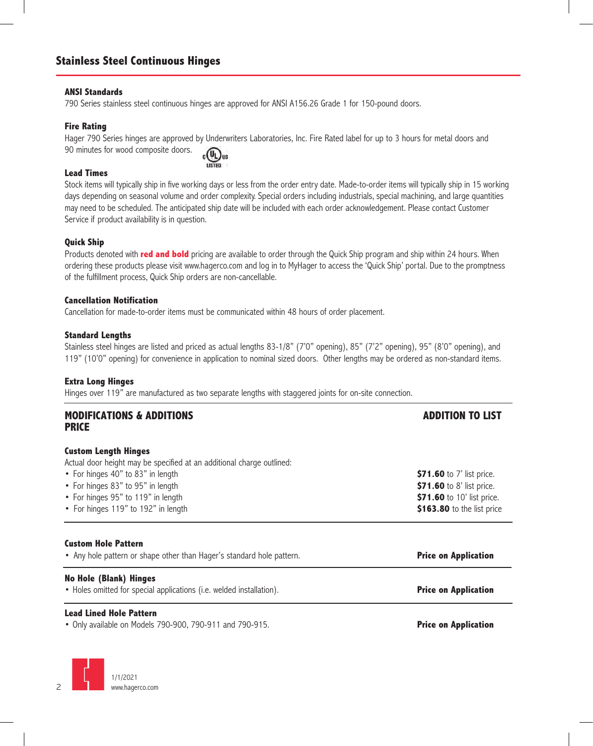## Stainless Steel Continuous Hinges

### ANSI Standards

790 Series stainless steel continuous hinges are approved for ANSI A156.26 Grade 1 for 150-pound doors.

### Fire Rating

Hager 790 Series hinges are approved by Underwriters Laboratories, Inc. Fire Rated label for up to 3 hours for metal doors and 90 minutes for wood composite doors.

### Lead Times

Stock items will typically ship in five working days or less from the order entry date. Made-to-order items will typically ship in 15 working days depending on seasonal volume and order complexity. Special orders including industrials, special machining, and large quantities may need to be scheduled. The anticipated ship date will be included with each order acknowledgement. Please contact Customer Service if product availability is in question.

### Quick Ship

Products denoted with **red and bold** pricing are available to order through the Quick Ship program and ship within 24 hours. When ordering these products please visit www.hagerco.com and log in to MyHager to access the 'Quick Ship' portal. Due to the promptness of the fulfillment process, Quick Ship orders are non-cancellable.

### Cancellation Notification

Cancellation for made-to-order items must be communicated within 48 hours of order placement.

### Standard Lengths

Stainless steel hinges are listed and priced as actual lengths 83-1/8" (7'0" opening), 85" (7'2" opening), 95" (8'0" opening), and 119" (10'0" opening) for convenience in application to nominal sized doors. Other lengths may be ordered as non-standard items.

### Extra Long Hinges

Hinges over 119" are manufactured as two separate lengths with staggered joints for on-site connection.

| MODIFICATIONS & ADDITIONS | ADDITION TO LIST PRICE |
|---|---|
| **Custom Length Hinges**<br>Actual door height may be specified at an additional charge outlined: | |
| • For hinges 40" to 83" in length | **$71.60** to 7' list price. |
| • For hinges 83" to 95" in length | **$71.60** to 8' list price. |
| • For hinges 95" to 119" in length | **$71.60** to 10' list price. |
| • For hinges 119" to 192" in length | **$163.80** to the list price |
| **Custom Hole Pattern**<br>• Any hole pattern or shape other than Hager's standard hole pattern. | **Price on Application** |
| **No Hole (Blank) Hinges**<br>• Holes omitted for special applications (i.e. welded installation). | **Price on Application** |
| **Lead Lined Hole Pattern**<br>• Only available on Models 790-900, 790-911 and 790-915. | **Price on Application** |

1/1/2021
www.hagerco.com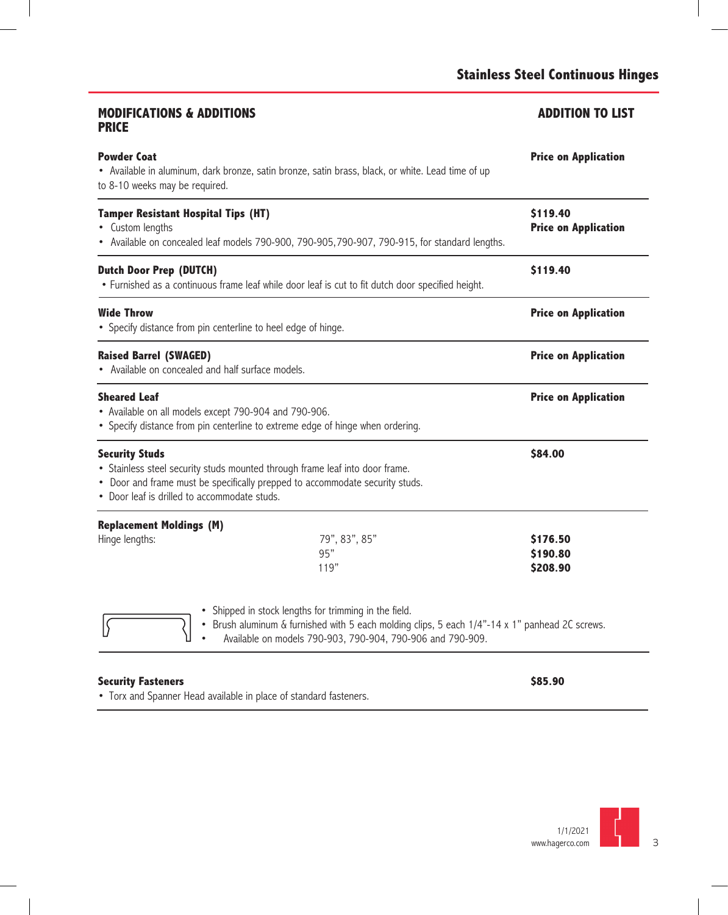## Stainless Steel Continuous Hinges

**MODIFICATIONS & ADDITIONS PRICE** | **ADDITION TO LIST**

**Powder Coat** — **Price on Application**

- Available in aluminum, dark bronze, satin bronze, satin brass, black, or white. Lead time of up to 8-10 weeks may be required.

**Tamper Resistant Hospital Tips (HT)** — **$119.40** / **Price on Application**

- Custom lengths
- Available on concealed leaf models 790-900, 790-905,790-907, 790-915, for standard lengths.

**Dutch Door Prep (DUTCH)** — **$119.40**

- Furnished as a continuous frame leaf while door leaf is cut to fit dutch door specified height.

**Wide Throw** — **Price on Application**

- Specify distance from pin centerline to heel edge of hinge.

**Raised Barrel (SWAGED)** — **Price on Application**

- Available on concealed and half surface models.

**Sheared Leaf** — **Price on Application**

- Available on all models except 790-904 and 790-906.
- Specify distance from pin centerline to extreme edge of hinge when ordering.

**Security Studs** — **$84.00**

- Stainless steel security studs mounted through frame leaf into door frame.
- Door and frame must be specifically prepped to accommodate security studs.
- Door leaf is drilled to accommodate studs.

**Replacement Moldings (M)**

| Hinge lengths: | | |
|---|---|---|
| | 79", 83", 85" | **$176.50** |
| | 95" | **$190.80** |
| | 119" | **$208.90** |

- Shipped in stock lengths for trimming in the field.
- Brush aluminum & furnished with 5 each molding clips, 5 each 1/4"-14 x 1" panhead 2C screws.
- Available on models 790-903, 790-904, 790-906 and 790-909.

**Security Fasteners** — **$85.90**

- Torx and Spanner Head available in place of standard fasteners.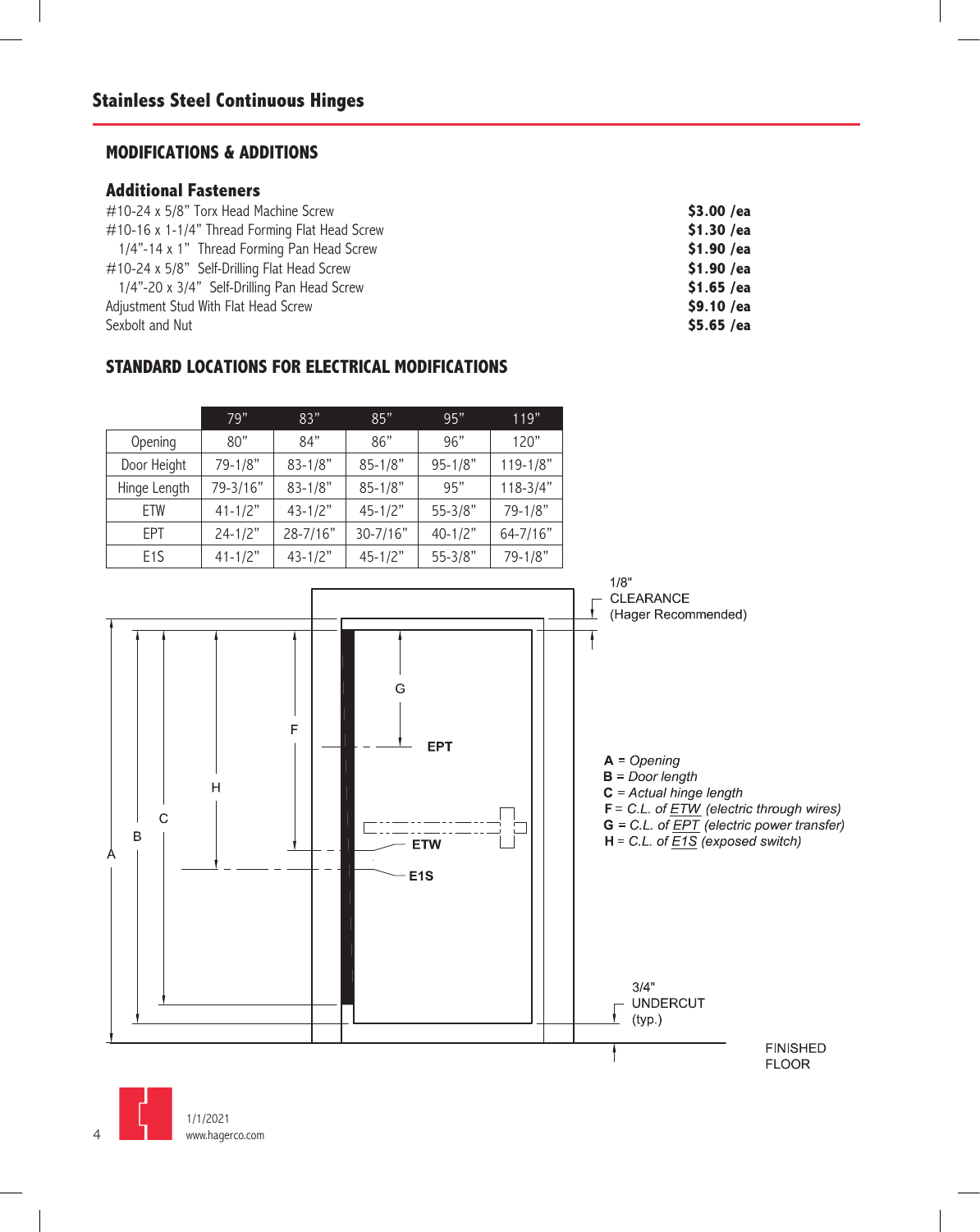## Stainless Steel Continuous Hinges

### MODIFICATIONS & ADDITIONS

#### Additional Fasteners

| | |
|---|---|
| #10-24 x 5/8" Torx Head Machine Screw | **$3.00 /ea** |
| #10-16 x 1-1/4" Thread Forming Flat Head Screw | **$1.30 /ea** |
| 1/4"-14 x 1" Thread Forming Pan Head Screw | **$1.90 /ea** |
| #10-24 x 5/8" Self-Drilling Flat Head Screw | **$1.90 /ea** |
| 1/4"-20 x 3/4" Self-Drilling Pan Head Screw | **$1.65 /ea** |
| Adjustment Stud With Flat Head Screw | **$9.10 /ea** |
| Sexbolt and Nut | **$5.65 /ea** |

### STANDARD LOCATIONS FOR ELECTRICAL MODIFICATIONS

| | 79" | 83" | 85" | 95" | 119" |
|---|---|---|---|---|---|
| Opening | 80" | 84" | 86" | 96" | 120" |
| Door Height | 79-1/8" | 83-1/8" | 85-1/8" | 95-1/8" | 119-1/8" |
| Hinge Length | 79-3/16" | 83-1/8" | 85-1/8" | 95" | 118-3/4" |
| ETW | 41-1/2" | 43-1/2" | 45-1/2" | 55-3/8" | 79-1/8" |
| EPT | 24-1/2" | 28-7/16" | 30-7/16" | 40-1/2" | 64-7/16" |
| E1S | 41-1/2" | 43-1/2" | 45-1/2" | 55-3/8" | 79-1/8" |

1/8" CLEARANCE (Hager Recommended)

G

F

EPT

H

C

B

A

ETW

E1S

3/4" UNDERCUT (typ.)

FINISHED FLOOR

**A** = *Opening*
**B** = *Door length*
**C** = *Actual hinge length*
**F** = *C.L. of ETW (electric through wires)*
**G** = *C.L. of EPT (electric power transfer)*
**H** = *C.L. of E1S (exposed switch)*

1/1/2021
www.hagerco.com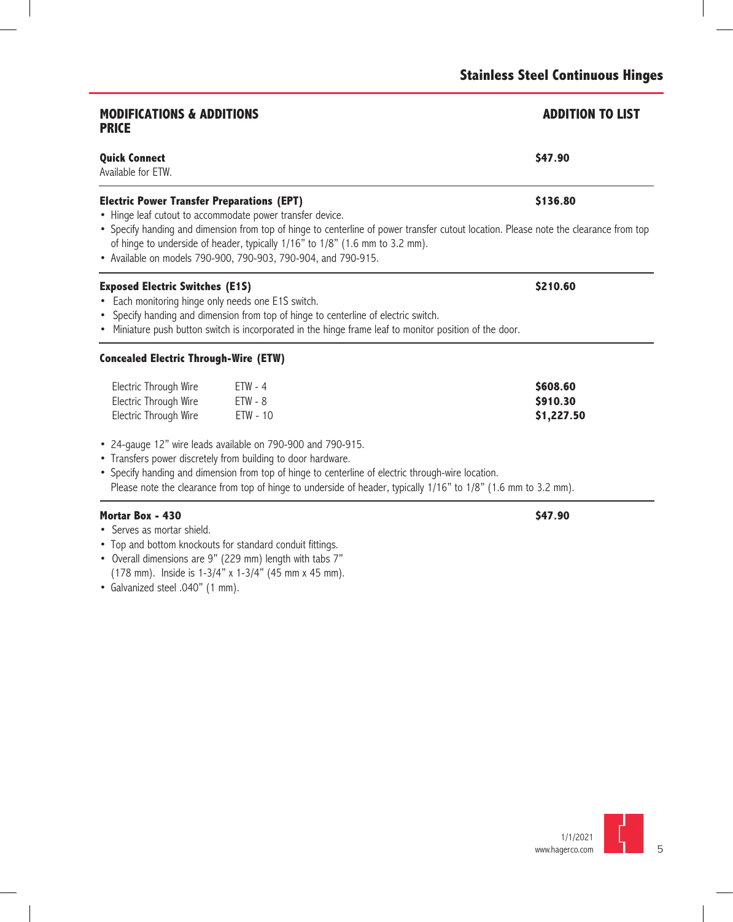## Stainless Steel Continuous Hinges

| MODIFICATIONS & ADDITIONS PRICE | ADDITION TO LIST |
|---|---|

**Quick Connect** — **$47.90**

Available for ETW.

---

**Electric Power Transfer Preparations (EPT)** — **$136.80**

- Hinge leaf cutout to accommodate power transfer device.
- Specify handing and dimension from top of hinge to centerline of power transfer cutout location. Please note the clearance from top of hinge to underside of header, typically 1/16" to 1/8" (1.6 mm to 3.2 mm).
- Available on models 790-900, 790-903, 790-904, and 790-915.

---

**Exposed Electric Switches (E1S)** — **$210.60**

- Each monitoring hinge only needs one E1S switch.
- Specify handing and dimension from top of hinge to centerline of electric switch.
- Miniature push button switch is incorporated in the hinge frame leaf to monitor position of the door.

---

**Concealed Electric Through-Wire (ETW)**

| Description | Model | Price |
|---|---|---|
| Electric Through Wire | ETW - 4 | **$608.60** |
| Electric Through Wire | ETW - 8 | **$910.30** |
| Electric Through Wire | ETW - 10 | **$1,227.50** |

- 24-gauge 12" wire leads available on 790-900 and 790-915.
- Transfers power discretely from building to door hardware.
- Specify handing and dimension from top of hinge to centerline of electric through-wire location. Please note the clearance from top of hinge to underside of header, typically 1/16" to 1/8" (1.6 mm to 3.2 mm).

---

**Mortar Box - 430** — **$47.90**

- Serves as mortar shield.
- Top and bottom knockouts for standard conduit fittings.
- Overall dimensions are 9" (229 mm) length with tabs 7" (178 mm). Inside is 1-3/4" x 1-3/4" (45 mm x 45 mm).
- Galvanized steel .040" (1 mm).

1/1/2021
www.hagerco.com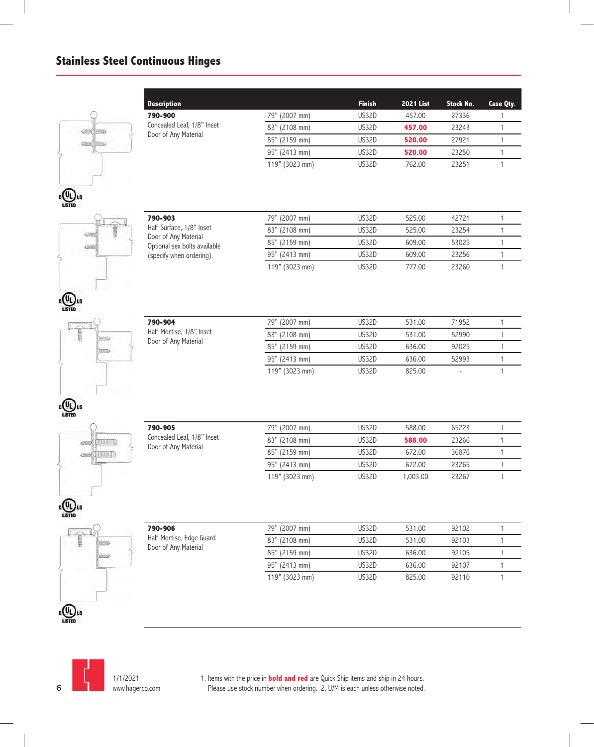## Stainless Steel Continuous Hinges

| Description | | Finish | 2021 List | Stock No. | Case Qty. |
|---|---|---|---|---|---|
| **790-900** Concealed Leaf, 1/8" Inset Door of Any Material | 79" (2007 mm) | US32D | 457.00 | 27336 | 1 |
| | 83" (2108 mm) | US32D | **457.00** | 23243 | 1 |
| | 85" (2159 mm) | US32D | **520.00** | 27921 | 1 |
| | 95" (2413 mm) | US32D | **520.00** | 23250 | 1 |
| | 119" (3023 mm) | US32D | 762.00 | 23251 | 1 |
| **790-903** Half Surface, 1/8" Inset Door of Any Material Optional sex bolts available (specify when ordering). | 79" (2007 mm) | US32D | 525.00 | 42721 | 1 |
| | 83" (2108 mm) | US32D | 525.00 | 23254 | 1 |
| | 85" (2159 mm) | US32D | 609.00 | 53025 | 1 |
| | 95" (2413 mm) | US32D | 609.00 | 23256 | 1 |
| | 119" (3023 mm) | US32D | 777.00 | 23260 | 1 |
| **790-904** Half Mortise, 1/8" Inset Door of Any Material | 79" (2007 mm) | US32D | 531.00 | 71952 | 1 |
| | 83" (2108 mm) | US32D | 531.00 | 52990 | 1 |
| | 85" (2159 mm) | US32D | 636.00 | 92025 | 1 |
| | 95" (2413 mm) | US32D | 636.00 | 52993 | 1 |
| | 119" (3023 mm) | US32D | 825.00 | - | 1 |
| **790-905** Concealed Leaf, 1/8" Inset Door of Any Material | 79" (2007 mm) | US32D | 588.00 | 65223 | 1 |
| | 83" (2108 mm) | US32D | **588.00** | 23266 | 1 |
| | 85" (2159 mm) | US32D | 672.00 | 36876 | 1 |
| | 95" (2413 mm) | US32D | 672.00 | 23265 | 1 |
| | 119" (3023 mm) | US32D | 1,003.00 | 23267 | 1 |
| **790-906** Half Mortise, Edge Guard Door of Any Material | 79" (2007 mm) | US32D | 531.00 | 92102 | 1 |
| | 83" (2108 mm) | US32D | 531.00 | 92103 | 1 |
| | 85" (2159 mm) | US32D | 636.00 | 92105 | 1 |
| | 95" (2413 mm) | US32D | 636.00 | 92107 | 1 |
| | 119" (3023 mm) | US32D | 825.00 | 92110 | 1 |

1/1/2021
www.hagerco.com

1. Items with the price in **bold and red** are Quick Ship items and ship in 24 hours. Please use stock number when ordering. 2. U/M is each unless otherwise noted.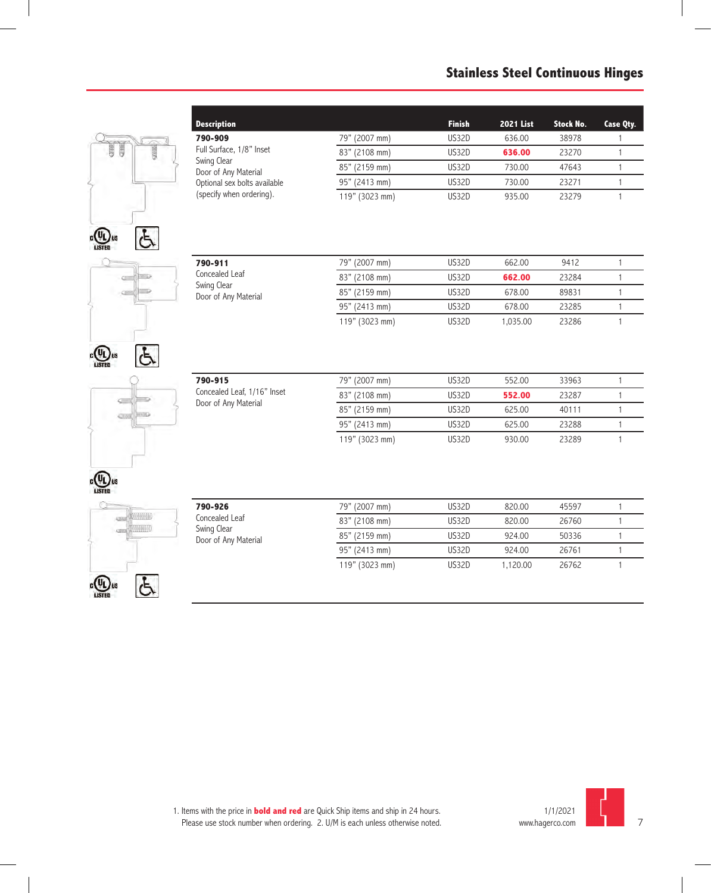## Stainless Steel Continuous Hinges

| Description | | Finish | 2021 List | Stock No. | Case Qty. |
|---|---|---|---|---|---|
| **790-909** Full Surface, 1/8" Inset Swing Clear Door of Any Material Optional sex bolts available (specify when ordering). | 79" (2007 mm) | US32D | 636.00 | 38978 | 1 |
| | 83" (2108 mm) | US32D | **636.00** | 23270 | 1 |
| | 85" (2159 mm) | US32D | 730.00 | 47643 | 1 |
| | 95" (2413 mm) | US32D | 730.00 | 23271 | 1 |
| | 119" (3023 mm) | US32D | 935.00 | 23279 | 1 |
| **790-911** Concealed Leaf Swing Clear Door of Any Material | 79" (2007 mm) | US32D | 662.00 | 9412 | 1 |
| | 83" (2108 mm) | US32D | **662.00** | 23284 | 1 |
| | 85" (2159 mm) | US32D | 678.00 | 89831 | 1 |
| | 95" (2413 mm) | US32D | 678.00 | 23285 | 1 |
| | 119" (3023 mm) | US32D | 1,035.00 | 23286 | 1 |
| **790-915** Concealed Leaf, 1/16" Inset Door of Any Material | 79" (2007 mm) | US32D | 552.00 | 33963 | 1 |
| | 83" (2108 mm) | US32D | **552.00** | 23287 | 1 |
| | 85" (2159 mm) | US32D | 625.00 | 40111 | 1 |
| | 95" (2413 mm) | US32D | 625.00 | 23288 | 1 |
| | 119" (3023 mm) | US32D | 930.00 | 23289 | 1 |
| **790-926** Concealed Leaf Swing Clear Door of Any Material | 79" (2007 mm) | US32D | 820.00 | 45597 | 1 |
| | 83" (2108 mm) | US32D | 820.00 | 26760 | 1 |
| | 85" (2159 mm) | US32D | 924.00 | 50336 | 1 |
| | 95" (2413 mm) | US32D | 924.00 | 26761 | 1 |
| | 119" (3023 mm) | US32D | 1,120.00 | 26762 | 1 |

1. Items with the price in **bold and red** are Quick Ship items and ship in 24 hours. Please use stock number when ordering. 2. U/M is each unless otherwise noted.

1/1/2021
www.hagerco.com